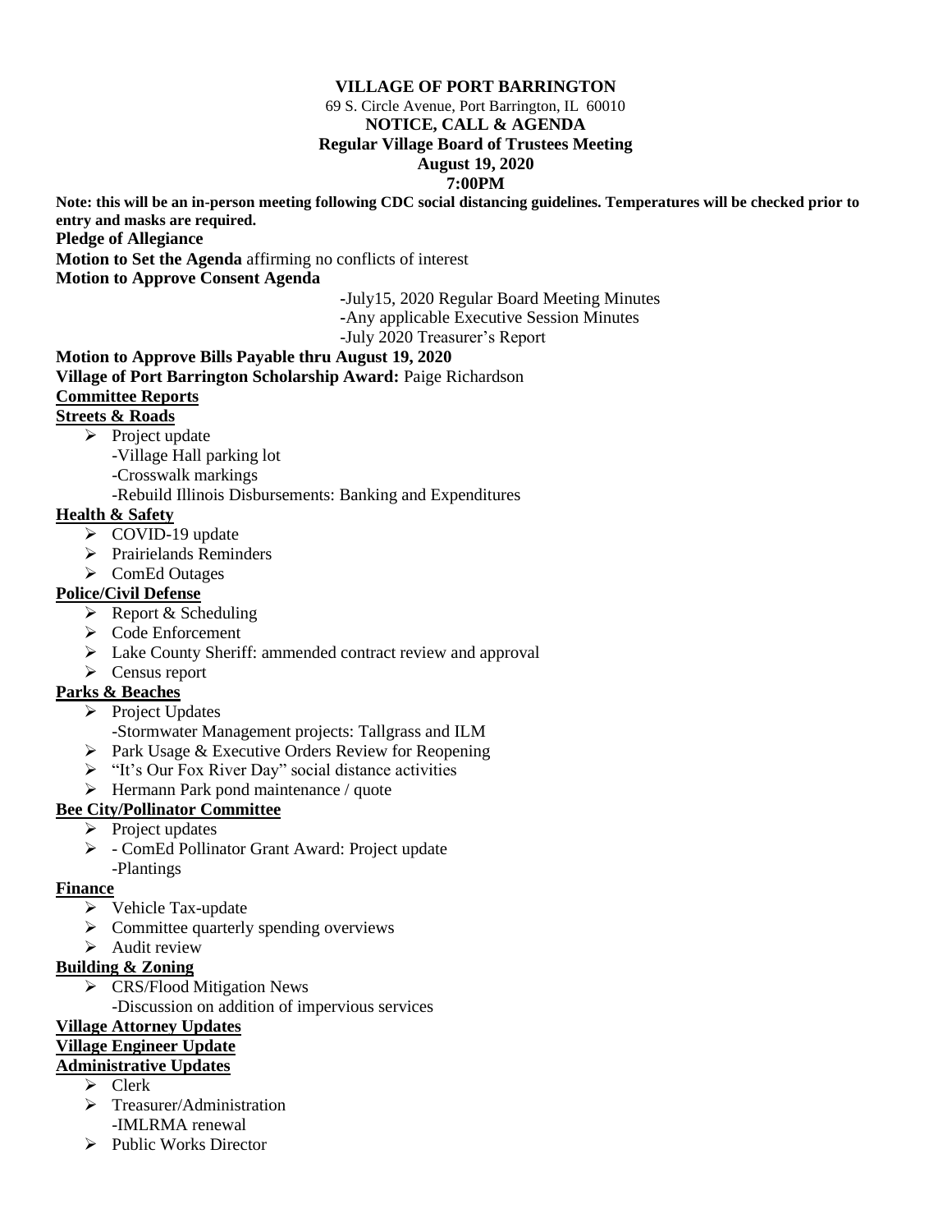**VILLAGE OF PORT BARRINGTON**

69 S. Circle Avenue, Port Barrington, IL 60010

**NOTICE, CALL & AGENDA**

**Regular Village Board of Trustees Meeting**

**August 19, 2020**

**7:00PM**

**Note: this will be an in-person meeting following CDC social distancing guidelines. Temperatures will be checked prior to entry and masks are required.**

**Pledge of Allegiance**

**Motion to Set the Agenda** affirming no conflicts of interest

**Motion to Approve Consent Agenda**

-July15, 2020 Regular Board Meeting Minutes
-Any applicable Executive Session Minutes
-July 2020 Treasurer's Report

**Motion to Approve Bills Payable thru August 19, 2020**

**Village of Port Barrington Scholarship Award:** Paige Richardson

**Committee Reports**

**Streets & Roads**

- Project update
  - -Village Hall parking lot
  - -Crosswalk markings
  - -Rebuild Illinois Disbursements: Banking and Expenditures

**Health & Safety**

- COVID-19 update
- Prairielands Reminders
- ComEd Outages

**Police/Civil Defense**

- Report & Scheduling
- Code Enforcement
- Lake County Sheriff: ammended contract review and approval
- Census report

**Parks & Beaches**

- Project Updates
  - -Stormwater Management projects: Tallgrass and ILM
- Park Usage & Executive Orders Review for Reopening
- "It's Our Fox River Day" social distance activities
- Hermann Park pond maintenance / quote

**Bee City/Pollinator Committee**

- Project updates
- - ComEd Pollinator Grant Award: Project update
  - -Plantings

**Finance**

- Vehicle Tax-update
- Committee quarterly spending overviews
- Audit review

**Building & Zoning**

- CRS/Flood Mitigation News
  - -Discussion on addition of impervious services

**Village Attorney Updates**

**Village Engineer Update**

**Administrative Updates**

- Clerk
- Treasurer/Administration
  - -IMLRMA renewal
- Public Works Director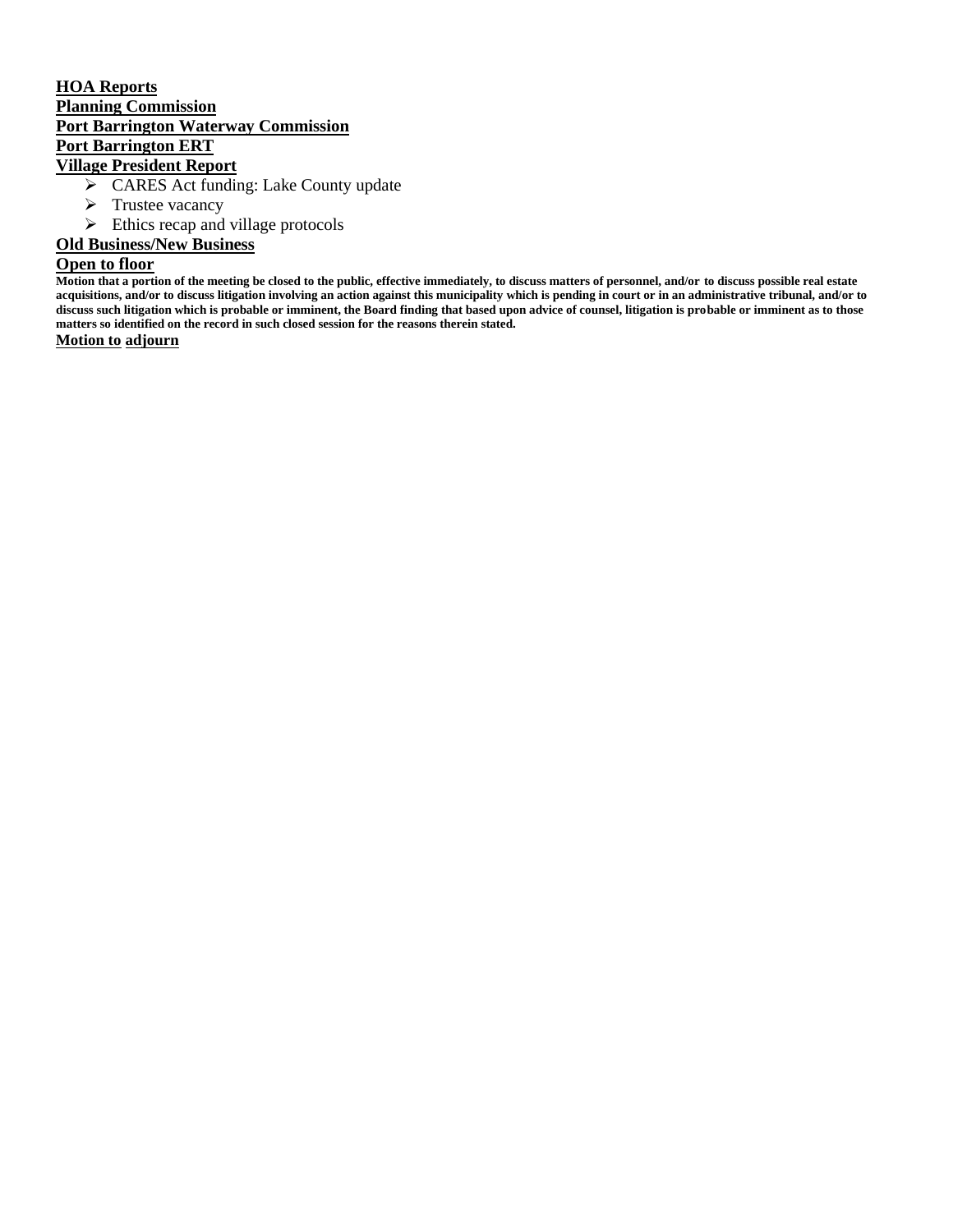**<u>HOA Reports</u>**

**<u>Planning Commission</u>**

**<u>Port Barrington Waterway Commission</u>**

**<u>Port Barrington ERT</u>**

**<u>Village President Report</u>**

- CARES Act funding: Lake County update
- Trustee vacancy
- Ethics recap and village protocols

**<u>Old Business/New Business</u>**

**<u>Open to floor</u>**

**Motion that a portion of the meeting be closed to the public, effective immediately, to discuss matters of personnel, and/or to discuss possible real estate acquisitions, and/or to discuss litigation involving an action against this municipality which is pending in court or in an administrative tribunal, and/or to discuss such litigation which is probable or imminent, the Board finding that based upon advice of counsel, litigation is probable or imminent as to those matters so identified on the record in such closed session for the reasons therein stated.**

**<u>Motion to adjourn</u>**